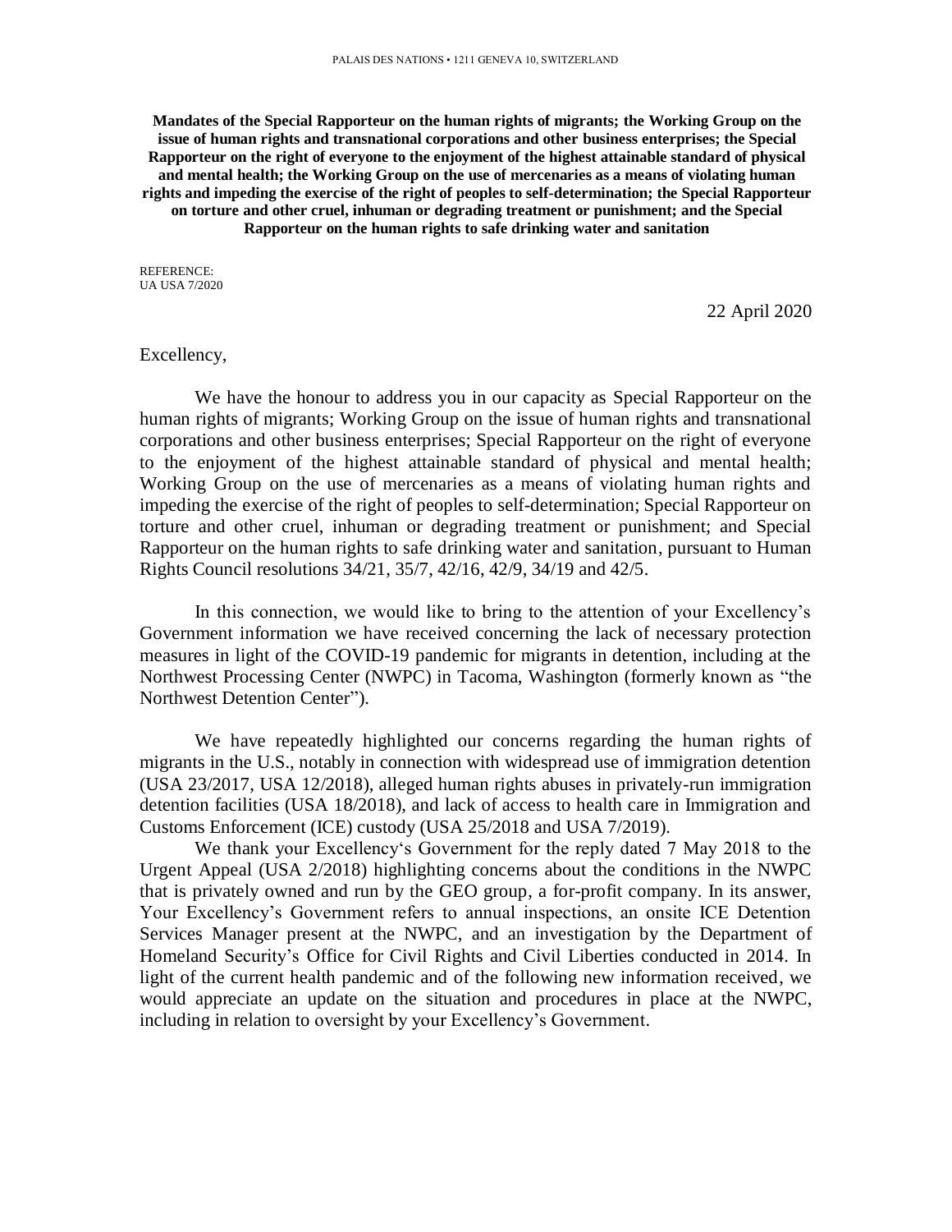PALAIS DES NATIONS • 1211 GENEVA 10, SWITZERLAND

**Mandates of the Special Rapporteur on the human rights of migrants; the Working Group on the issue of human rights and transnational corporations and other business enterprises; the Special Rapporteur on the right of everyone to the enjoyment of the highest attainable standard of physical and mental health; the Working Group on the use of mercenaries as a means of violating human rights and impeding the exercise of the right of peoples to self-determination; the Special Rapporteur on torture and other cruel, inhuman or degrading treatment or punishment; and the Special Rapporteur on the human rights to safe drinking water and sanitation**

REFERENCE:
UA USA 7/2020

22 April 2020

Excellency,

We have the honour to address you in our capacity as Special Rapporteur on the human rights of migrants; Working Group on the issue of human rights and transnational corporations and other business enterprises; Special Rapporteur on the right of everyone to the enjoyment of the highest attainable standard of physical and mental health; Working Group on the use of mercenaries as a means of violating human rights and impeding the exercise of the right of peoples to self-determination; Special Rapporteur on torture and other cruel, inhuman or degrading treatment or punishment; and Special Rapporteur on the human rights to safe drinking water and sanitation, pursuant to Human Rights Council resolutions 34/21, 35/7, 42/16, 42/9, 34/19 and 42/5.

In this connection, we would like to bring to the attention of your Excellency's Government information we have received concerning the lack of necessary protection measures in light of the COVID-19 pandemic for migrants in detention, including at the Northwest Processing Center (NWPC) in Tacoma, Washington (formerly known as "the Northwest Detention Center").

We have repeatedly highlighted our concerns regarding the human rights of migrants in the U.S., notably in connection with widespread use of immigration detention (USA 23/2017, USA 12/2018), alleged human rights abuses in privately-run immigration detention facilities (USA 18/2018), and lack of access to health care in Immigration and Customs Enforcement (ICE) custody (USA 25/2018 and USA 7/2019).

We thank your Excellency's Government for the reply dated 7 May 2018 to the Urgent Appeal (USA 2/2018) highlighting concerns about the conditions in the NWPC that is privately owned and run by the GEO group, a for-profit company. In its answer, Your Excellency's Government refers to annual inspections, an onsite ICE Detention Services Manager present at the NWPC, and an investigation by the Department of Homeland Security's Office for Civil Rights and Civil Liberties conducted in 2014. In light of the current health pandemic and of the following new information received, we would appreciate an update on the situation and procedures in place at the NWPC, including in relation to oversight by your Excellency's Government.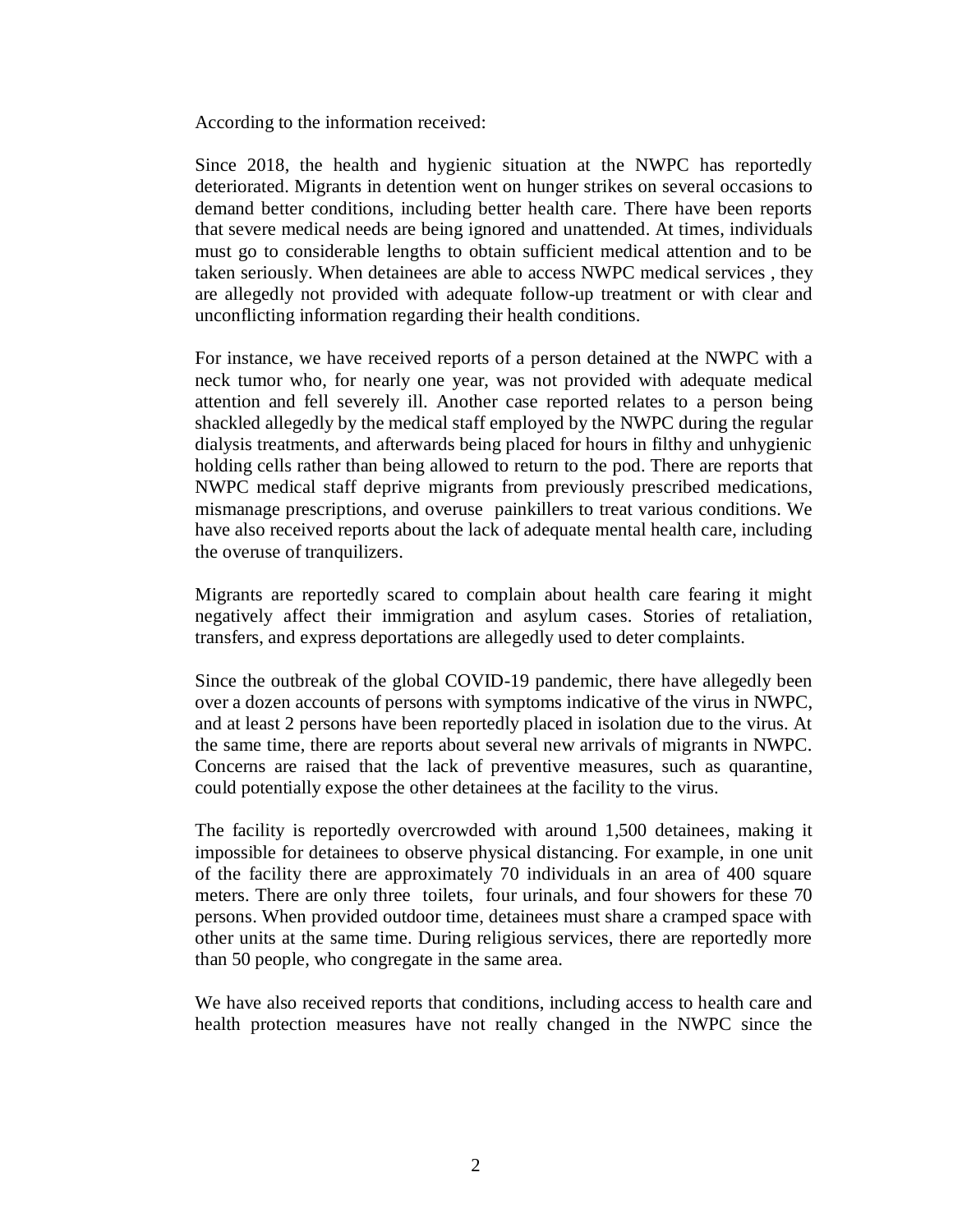According to the information received:

Since 2018, the health and hygienic situation at the NWPC has reportedly deteriorated. Migrants in detention went on hunger strikes on several occasions to demand better conditions, including better health care. There have been reports that severe medical needs are being ignored and unattended. At times, individuals must go to considerable lengths to obtain sufficient medical attention and to be taken seriously. When detainees are able to access NWPC medical services , they are allegedly not provided with adequate follow-up treatment or with clear and unconflicting information regarding their health conditions.

For instance, we have received reports of a person detained at the NWPC with a neck tumor who, for nearly one year, was not provided with adequate medical attention and fell severely ill. Another case reported relates to a person being shackled allegedly by the medical staff employed by the NWPC during the regular dialysis treatments, and afterwards being placed for hours in filthy and unhygienic holding cells rather than being allowed to return to the pod. There are reports that NWPC medical staff deprive migrants from previously prescribed medications, mismanage prescriptions, and overuse painkillers to treat various conditions. We have also received reports about the lack of adequate mental health care, including the overuse of tranquilizers.

Migrants are reportedly scared to complain about health care fearing it might negatively affect their immigration and asylum cases. Stories of retaliation, transfers, and express deportations are allegedly used to deter complaints.

Since the outbreak of the global COVID-19 pandemic, there have allegedly been over a dozen accounts of persons with symptoms indicative of the virus in NWPC, and at least 2 persons have been reportedly placed in isolation due to the virus. At the same time, there are reports about several new arrivals of migrants in NWPC. Concerns are raised that the lack of preventive measures, such as quarantine, could potentially expose the other detainees at the facility to the virus.

The facility is reportedly overcrowded with around 1,500 detainees, making it impossible for detainees to observe physical distancing. For example, in one unit of the facility there are approximately 70 individuals in an area of 400 square meters. There are only three toilets, four urinals, and four showers for these 70 persons. When provided outdoor time, detainees must share a cramped space with other units at the same time. During religious services, there are reportedly more than 50 people, who congregate in the same area.

We have also received reports that conditions, including access to health care and health protection measures have not really changed in the NWPC since the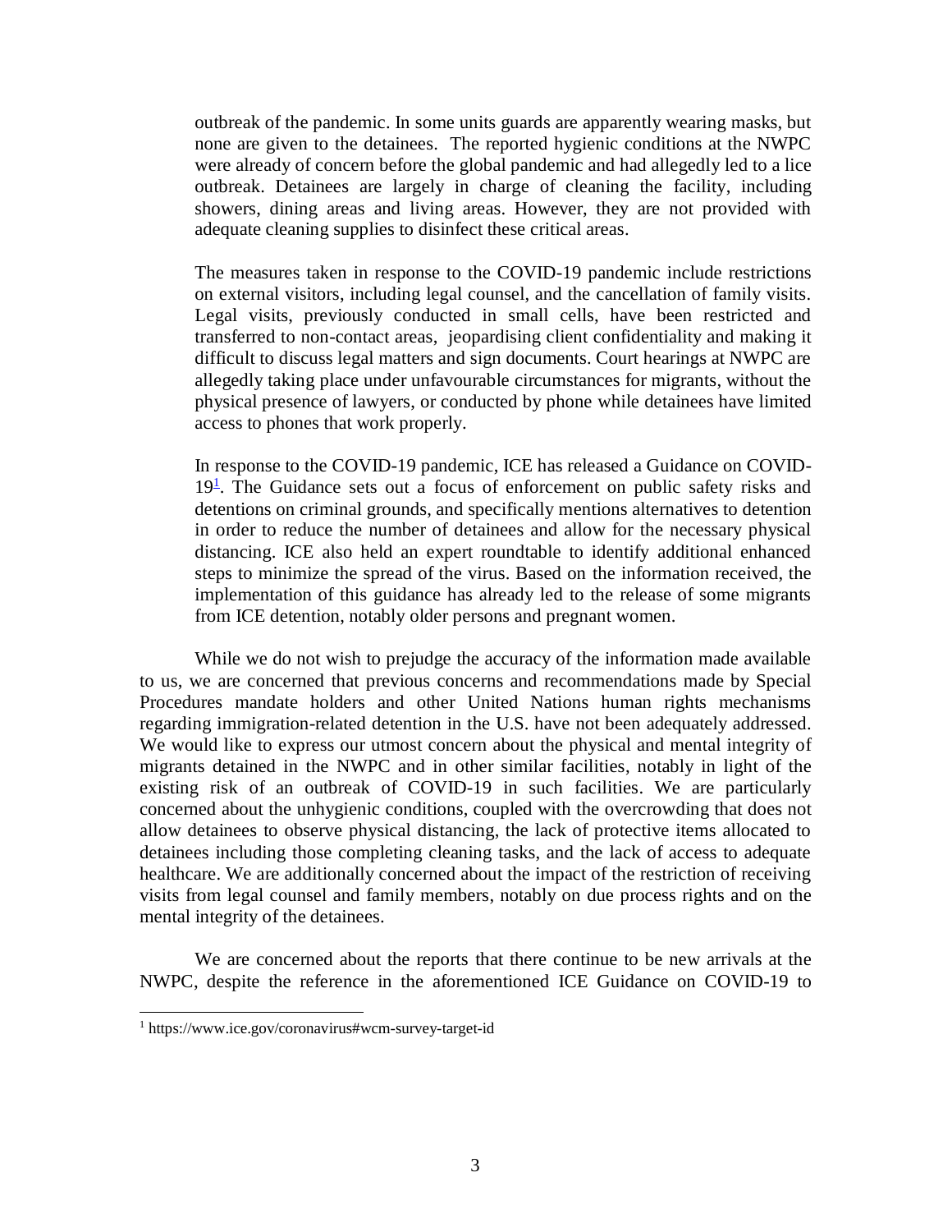outbreak of the pandemic. In some units guards are apparently wearing masks, but none are given to the detainees. The reported hygienic conditions at the NWPC were already of concern before the global pandemic and had allegedly led to a lice outbreak. Detainees are largely in charge of cleaning the facility, including showers, dining areas and living areas. However, they are not provided with adequate cleaning supplies to disinfect these critical areas.

The measures taken in response to the COVID-19 pandemic include restrictions on external visitors, including legal counsel, and the cancellation of family visits. Legal visits, previously conducted in small cells, have been restricted and transferred to non-contact areas, jeopardising client confidentiality and making it difficult to discuss legal matters and sign documents. Court hearings at NWPC are allegedly taking place under unfavourable circumstances for migrants, without the physical presence of lawyers, or conducted by phone while detainees have limited access to phones that work properly.

In response to the COVID-19 pandemic, ICE has released a Guidance on COVID-19[1]. The Guidance sets out a focus of enforcement on public safety risks and detentions on criminal grounds, and specifically mentions alternatives to detention in order to reduce the number of detainees and allow for the necessary physical distancing. ICE also held an expert roundtable to identify additional enhanced steps to minimize the spread of the virus. Based on the information received, the implementation of this guidance has already led to the release of some migrants from ICE detention, notably older persons and pregnant women.

While we do not wish to prejudge the accuracy of the information made available to us, we are concerned that previous concerns and recommendations made by Special Procedures mandate holders and other United Nations human rights mechanisms regarding immigration-related detention in the U.S. have not been adequately addressed. We would like to express our utmost concern about the physical and mental integrity of migrants detained in the NWPC and in other similar facilities, notably in light of the existing risk of an outbreak of COVID-19 in such facilities. We are particularly concerned about the unhygienic conditions, coupled with the overcrowding that does not allow detainees to observe physical distancing, the lack of protective items allocated to detainees including those completing cleaning tasks, and the lack of access to adequate healthcare. We are additionally concerned about the impact of the restriction of receiving visits from legal counsel and family members, notably on due process rights and on the mental integrity of the detainees.

We are concerned about the reports that there continue to be new arrivals at the NWPC, despite the reference in the aforementioned ICE Guidance on COVID-19 to

[1] https://www.ice.gov/coronavirus#wcm-survey-target-id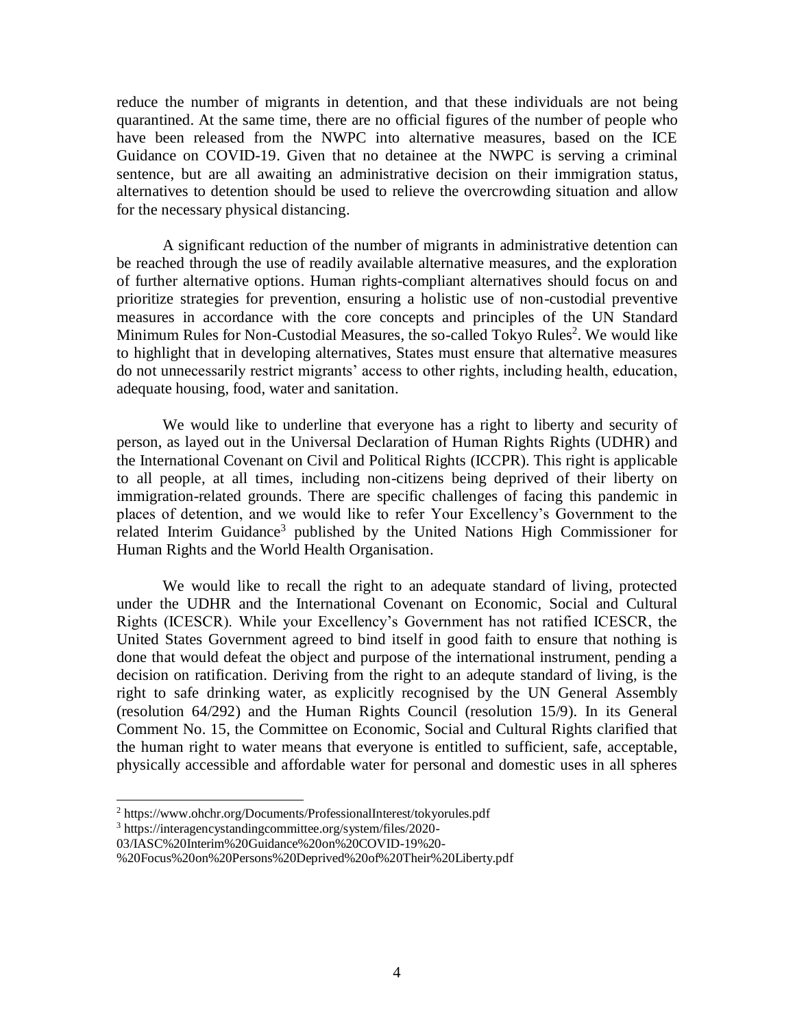reduce the number of migrants in detention, and that these individuals are not being quarantined. At the same time, there are no official figures of the number of people who have been released from the NWPC into alternative measures, based on the ICE Guidance on COVID-19. Given that no detainee at the NWPC is serving a criminal sentence, but are all awaiting an administrative decision on their immigration status, alternatives to detention should be used to relieve the overcrowding situation and allow for the necessary physical distancing.

A significant reduction of the number of migrants in administrative detention can be reached through the use of readily available alternative measures, and the exploration of further alternative options. Human rights-compliant alternatives should focus on and prioritize strategies for prevention, ensuring a holistic use of non-custodial preventive measures in accordance with the core concepts and principles of the UN Standard Minimum Rules for Non-Custodial Measures, the so-called Tokyo Rules[2]. We would like to highlight that in developing alternatives, States must ensure that alternative measures do not unnecessarily restrict migrants' access to other rights, including health, education, adequate housing, food, water and sanitation.

We would like to underline that everyone has a right to liberty and security of person, as layed out in the Universal Declaration of Human Rights Rights (UDHR) and the International Covenant on Civil and Political Rights (ICCPR). This right is applicable to all people, at all times, including non-citizens being deprived of their liberty on immigration-related grounds. There are specific challenges of facing this pandemic in places of detention, and we would like to refer Your Excellency's Government to the related Interim Guidance[3] published by the United Nations High Commissioner for Human Rights and the World Health Organisation.

We would like to recall the right to an adequate standard of living, protected under the UDHR and the International Covenant on Economic, Social and Cultural Rights (ICESCR). While your Excellency's Government has not ratified ICESCR, the United States Government agreed to bind itself in good faith to ensure that nothing is done that would defeat the object and purpose of the international instrument, pending a decision on ratification. Deriving from the right to an adequte standard of living, is the right to safe drinking water, as explicitly recognised by the UN General Assembly (resolution 64/292) and the Human Rights Council (resolution 15/9). In its General Comment No. 15, the Committee on Economic, Social and Cultural Rights clarified that the human right to water means that everyone is entitled to sufficient, safe, acceptable, physically accessible and affordable water for personal and domestic uses in all spheres

---

[2] https://www.ohchr.org/Documents/ProfessionalInterest/tokyorules.pdf

[3] https://interagencystandingcommittee.org/system/files/2020-03/IASC%20Interim%20Guidance%20on%20COVID-19%20-%20Focus%20on%20Persons%20Deprived%20of%20Their%20Liberty.pdf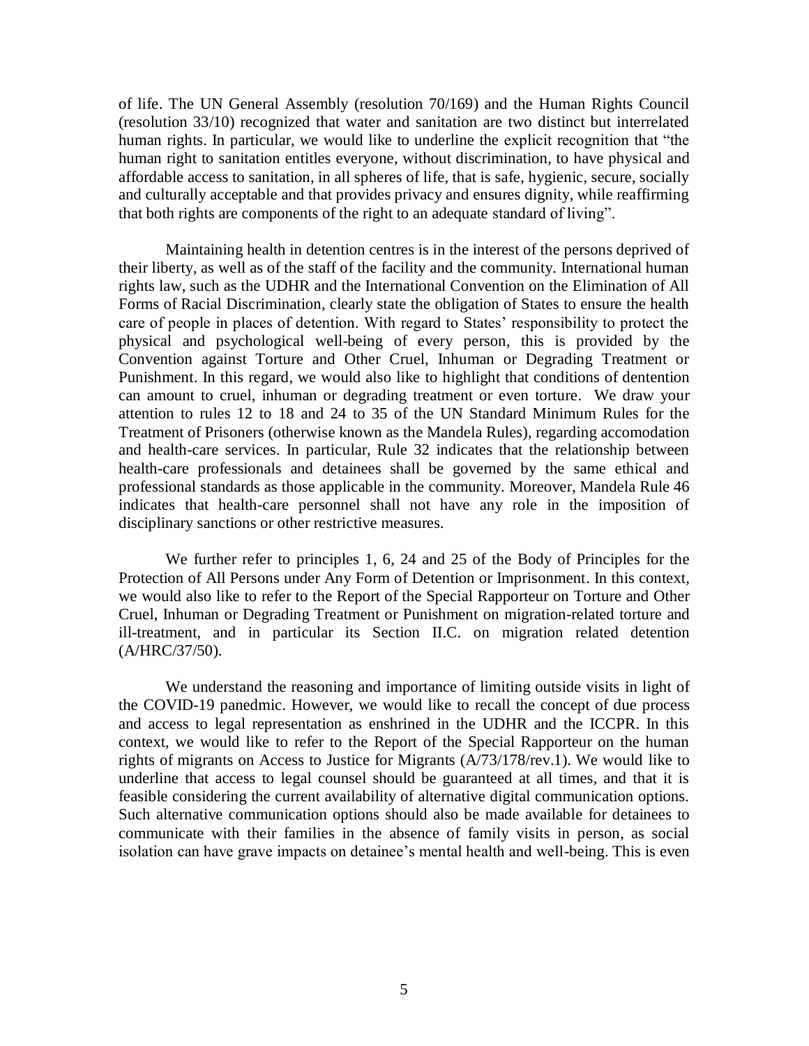of life. The UN General Assembly (resolution 70/169) and the Human Rights Council (resolution 33/10) recognized that water and sanitation are two distinct but interrelated human rights. In particular, we would like to underline the explicit recognition that "the human right to sanitation entitles everyone, without discrimination, to have physical and affordable access to sanitation, in all spheres of life, that is safe, hygienic, secure, socially and culturally acceptable and that provides privacy and ensures dignity, while reaffirming that both rights are components of the right to an adequate standard of living".

Maintaining health in detention centres is in the interest of the persons deprived of their liberty, as well as of the staff of the facility and the community. International human rights law, such as the UDHR and the International Convention on the Elimination of All Forms of Racial Discrimination, clearly state the obligation of States to ensure the health care of people in places of detention. With regard to States' responsibility to protect the physical and psychological well-being of every person, this is provided by the Convention against Torture and Other Cruel, Inhuman or Degrading Treatment or Punishment. In this regard, we would also like to highlight that conditions of dentention can amount to cruel, inhuman or degrading treatment or even torture. We draw your attention to rules 12 to 18 and 24 to 35 of the UN Standard Minimum Rules for the Treatment of Prisoners (otherwise known as the Mandela Rules), regarding accomodation and health-care services. In particular, Rule 32 indicates that the relationship between health-care professionals and detainees shall be governed by the same ethical and professional standards as those applicable in the community. Moreover, Mandela Rule 46 indicates that health-care personnel shall not have any role in the imposition of disciplinary sanctions or other restrictive measures.

We further refer to principles 1, 6, 24 and 25 of the Body of Principles for the Protection of All Persons under Any Form of Detention or Imprisonment. In this context, we would also like to refer to the Report of the Special Rapporteur on Torture and Other Cruel, Inhuman or Degrading Treatment or Punishment on migration-related torture and ill-treatment, and in particular its Section II.C. on migration related detention (A/HRC/37/50).

We understand the reasoning and importance of limiting outside visits in light of the COVID-19 panedmic. However, we would like to recall the concept of due process and access to legal representation as enshrined in the UDHR and the ICCPR. In this context, we would like to refer to the Report of the Special Rapporteur on the human rights of migrants on Access to Justice for Migrants (A/73/178/rev.1). We would like to underline that access to legal counsel should be guaranteed at all times, and that it is feasible considering the current availability of alternative digital communication options. Such alternative communication options should also be made available for detainees to communicate with their families in the absence of family visits in person, as social isolation can have grave impacts on detainee's mental health and well-being. This is even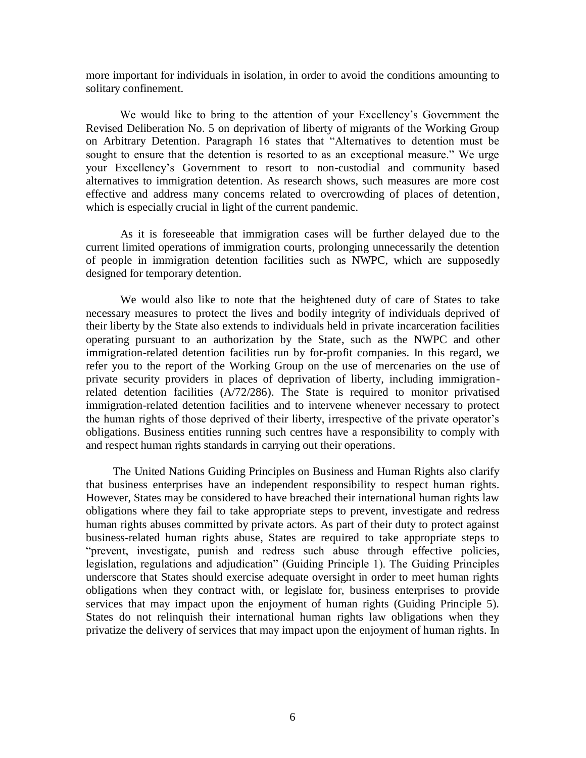more important for individuals in isolation, in order to avoid the conditions amounting to solitary confinement.

We would like to bring to the attention of your Excellency's Government the Revised Deliberation No. 5 on deprivation of liberty of migrants of the Working Group on Arbitrary Detention. Paragraph 16 states that "Alternatives to detention must be sought to ensure that the detention is resorted to as an exceptional measure." We urge your Excellency's Government to resort to non-custodial and community based alternatives to immigration detention. As research shows, such measures are more cost effective and address many concerns related to overcrowding of places of detention, which is especially crucial in light of the current pandemic.

As it is foreseeable that immigration cases will be further delayed due to the current limited operations of immigration courts, prolonging unnecessarily the detention of people in immigration detention facilities such as NWPC, which are supposedly designed for temporary detention.

We would also like to note that the heightened duty of care of States to take necessary measures to protect the lives and bodily integrity of individuals deprived of their liberty by the State also extends to individuals held in private incarceration facilities operating pursuant to an authorization by the State, such as the NWPC and other immigration-related detention facilities run by for-profit companies. In this regard, we refer you to the report of the Working Group on the use of mercenaries on the use of private security providers in places of deprivation of liberty, including immigration-related detention facilities (A/72/286). The State is required to monitor privatised immigration-related detention facilities and to intervene whenever necessary to protect the human rights of those deprived of their liberty, irrespective of the private operator's obligations. Business entities running such centres have a responsibility to comply with and respect human rights standards in carrying out their operations.

The United Nations Guiding Principles on Business and Human Rights also clarify that business enterprises have an independent responsibility to respect human rights. However, States may be considered to have breached their international human rights law obligations where they fail to take appropriate steps to prevent, investigate and redress human rights abuses committed by private actors. As part of their duty to protect against business-related human rights abuse, States are required to take appropriate steps to "prevent, investigate, punish and redress such abuse through effective policies, legislation, regulations and adjudication" (Guiding Principle 1). The Guiding Principles underscore that States should exercise adequate oversight in order to meet human rights obligations when they contract with, or legislate for, business enterprises to provide services that may impact upon the enjoyment of human rights (Guiding Principle 5). States do not relinquish their international human rights law obligations when they privatize the delivery of services that may impact upon the enjoyment of human rights. In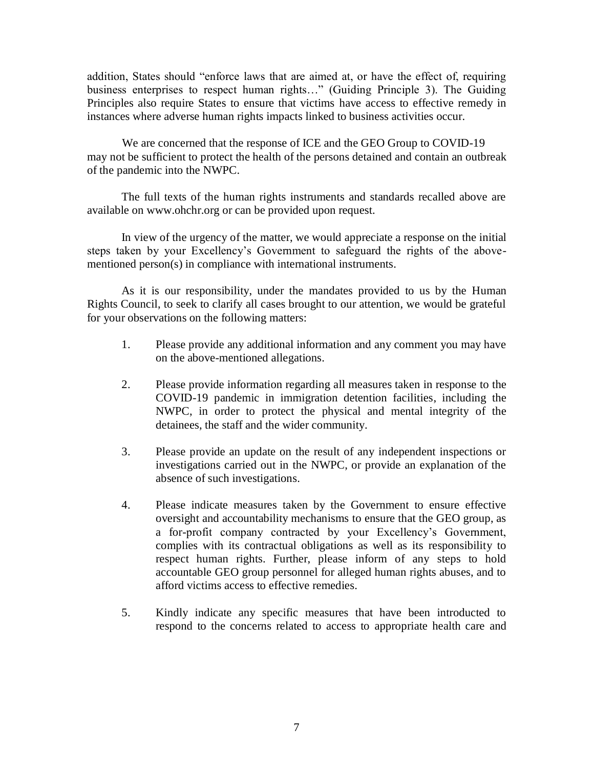addition, States should "enforce laws that are aimed at, or have the effect of, requiring business enterprises to respect human rights…" (Guiding Principle 3). The Guiding Principles also require States to ensure that victims have access to effective remedy in instances where adverse human rights impacts linked to business activities occur.

We are concerned that the response of ICE and the GEO Group to COVID-19 may not be sufficient to protect the health of the persons detained and contain an outbreak of the pandemic into the NWPC.

The full texts of the human rights instruments and standards recalled above are available on www.ohchr.org or can be provided upon request.

In view of the urgency of the matter, we would appreciate a response on the initial steps taken by your Excellency's Government to safeguard the rights of the above-mentioned person(s) in compliance with international instruments.

As it is our responsibility, under the mandates provided to us by the Human Rights Council, to seek to clarify all cases brought to our attention, we would be grateful for your observations on the following matters:

1. Please provide any additional information and any comment you may have on the above-mentioned allegations.

2. Please provide information regarding all measures taken in response to the COVID-19 pandemic in immigration detention facilities, including the NWPC, in order to protect the physical and mental integrity of the detainees, the staff and the wider community.

3. Please provide an update on the result of any independent inspections or investigations carried out in the NWPC, or provide an explanation of the absence of such investigations.

4. Please indicate measures taken by the Government to ensure effective oversight and accountability mechanisms to ensure that the GEO group, as a for-profit company contracted by your Excellency's Government, complies with its contractual obligations as well as its responsibility to respect human rights. Further, please inform of any steps to hold accountable GEO group personnel for alleged human rights abuses, and to afford victims access to effective remedies.

5. Kindly indicate any specific measures that have been introducted to respond to the concerns related to access to appropriate health care and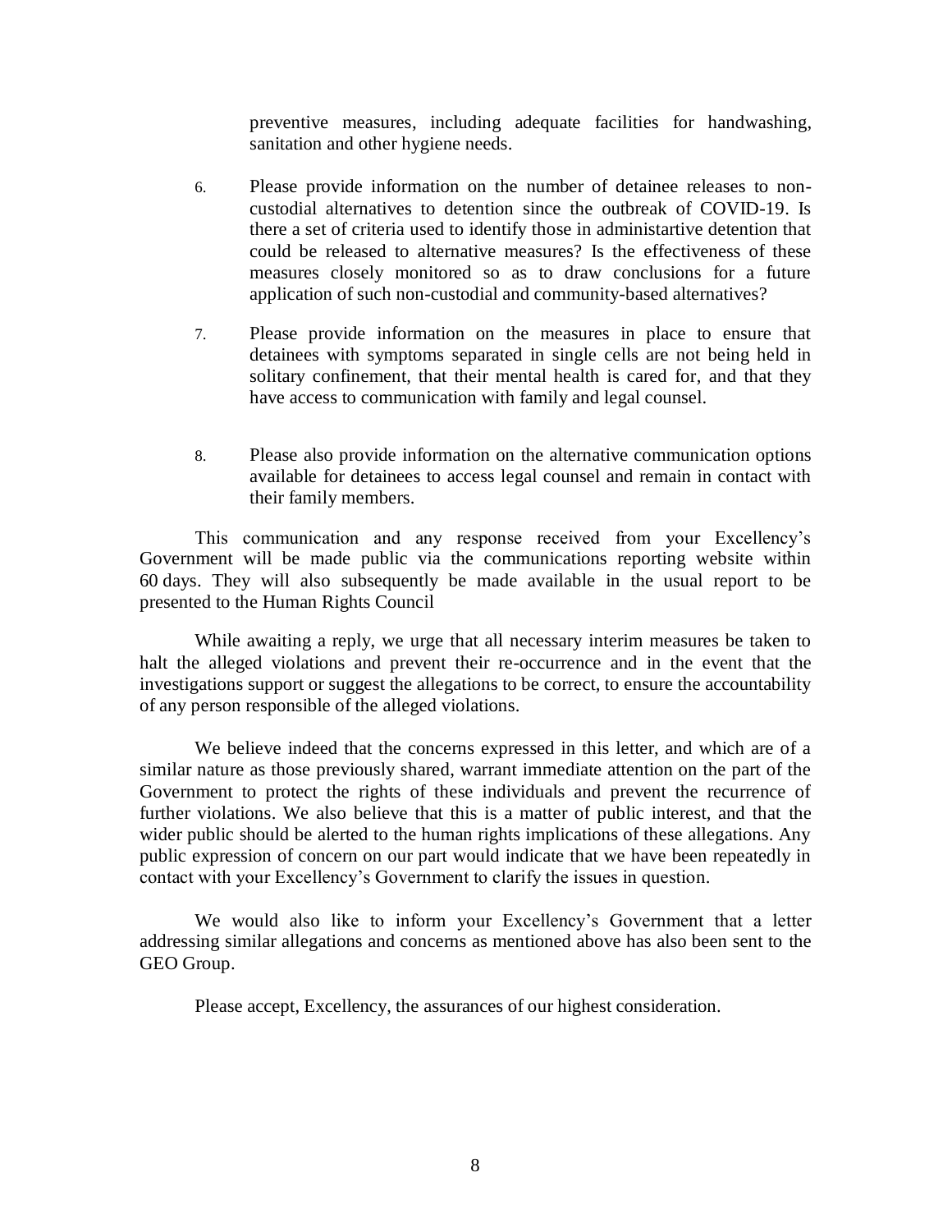preventive measures, including adequate facilities for handwashing, sanitation and other hygiene needs.

6. Please provide information on the number of detainee releases to non-custodial alternatives to detention since the outbreak of COVID-19. Is there a set of criteria used to identify those in administartive detention that could be released to alternative measures? Is the effectiveness of these measures closely monitored so as to draw conclusions for a future application of such non-custodial and community-based alternatives?

7. Please provide information on the measures in place to ensure that detainees with symptoms separated in single cells are not being held in solitary confinement, that their mental health is cared for, and that they have access to communication with family and legal counsel.

8. Please also provide information on the alternative communication options available for detainees to access legal counsel and remain in contact with their family members.

This communication and any response received from your Excellency's Government will be made public via the communications reporting website within 60 days. They will also subsequently be made available in the usual report to be presented to the Human Rights Council

While awaiting a reply, we urge that all necessary interim measures be taken to halt the alleged violations and prevent their re-occurrence and in the event that the investigations support or suggest the allegations to be correct, to ensure the accountability of any person responsible of the alleged violations.

We believe indeed that the concerns expressed in this letter, and which are of a similar nature as those previously shared, warrant immediate attention on the part of the Government to protect the rights of these individuals and prevent the recurrence of further violations. We also believe that this is a matter of public interest, and that the wider public should be alerted to the human rights implications of these allegations. Any public expression of concern on our part would indicate that we have been repeatedly in contact with your Excellency's Government to clarify the issues in question.

We would also like to inform your Excellency's Government that a letter addressing similar allegations and concerns as mentioned above has also been sent to the GEO Group.

Please accept, Excellency, the assurances of our highest consideration.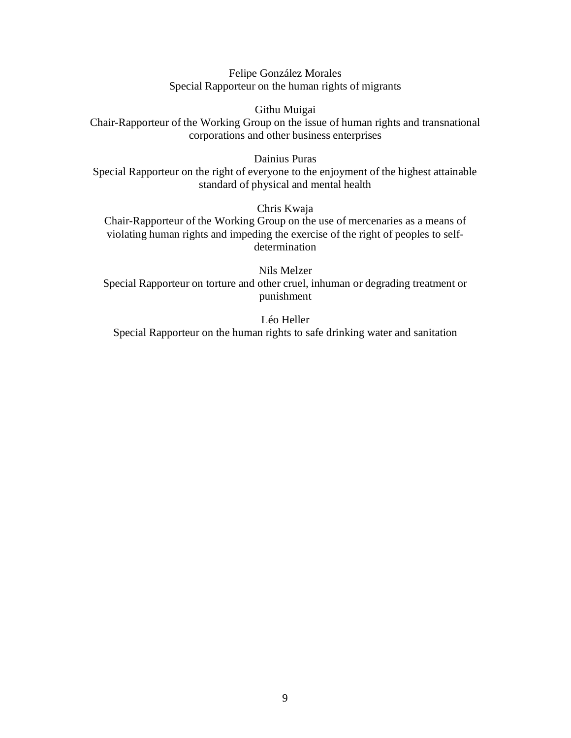Felipe González Morales
Special Rapporteur on the human rights of migrants

Githu Muigai
Chair-Rapporteur of the Working Group on the issue of human rights and transnational corporations and other business enterprises

Dainius Puras
Special Rapporteur on the right of everyone to the enjoyment of the highest attainable standard of physical and mental health

Chris Kwaja
Chair-Rapporteur of the Working Group on the use of mercenaries as a means of violating human rights and impeding the exercise of the right of peoples to self-determination

Nils Melzer
Special Rapporteur on torture and other cruel, inhuman or degrading treatment or punishment

Léo Heller
Special Rapporteur on the human rights to safe drinking water and sanitation